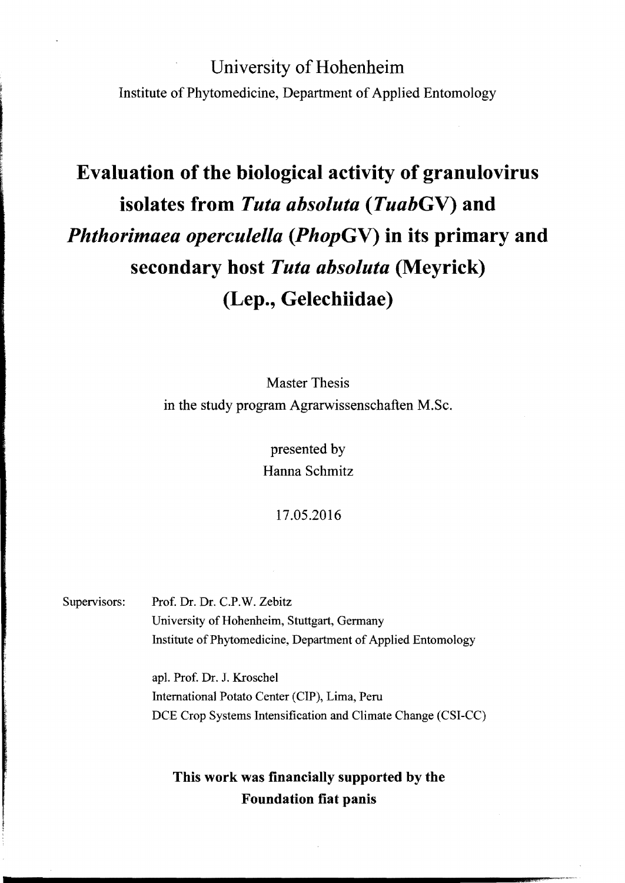University of Hohenheim

Institute of Phytomedicine, Department of Applied Entomology

# Evaluation of the biological activity of granulovirus isolates from *Tuta absoluta* (*Tuab*GV) and *Phthorimaea operculella* (*Phop*GV) in its primary and secondary host *Tuta absoluta* (Meyrick) (Lep., Gelechiidae)

Master Thesis

in the study program Agrarwissenschaften M.Sc.

presented by

Hanna Schmitz

17.05.2016

Supervisors:

Prof. Dr. Dr. C.P.W. Zebitz
University of Hohenheim, Stuttgart, Germany
Institute of Phytomedicine, Department of Applied Entomology

apl. Prof. Dr. J. Kroschel
International Potato Center (CIP), Lima, Peru
DCE Crop Systems Intensification and Climate Change (CSI-CC)

**This work was financially supported by the Foundation fiat panis**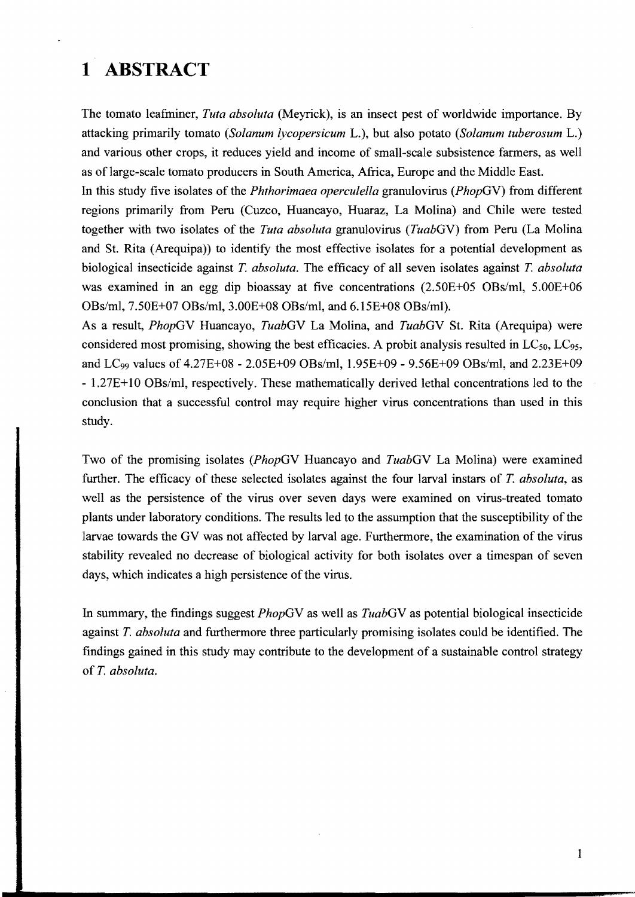# 1 ABSTRACT

The tomato leafminer, *Tuta absoluta* (Meyrick), is an insect pest of worldwide importance. By attacking primarily tomato (*Solanum lycopersicum* L.), but also potato (*Solanum tuberosum* L.) and various other crops, it reduces yield and income of small-scale subsistence farmers, as well as of large-scale tomato producers in South America, Africa, Europe and the Middle East.

In this study five isolates of the *Phthorimaea operculella* granulovirus (*Phop*GV) from different regions primarily from Peru (Cuzco, Huancayo, Huaraz, La Molina) and Chile were tested together with two isolates of the *Tuta absoluta* granulovirus (*Tuab*GV) from Peru (La Molina and St. Rita (Arequipa)) to identify the most effective isolates for a potential development as biological insecticide against *T. absoluta*. The efficacy of all seven isolates against *T. absoluta* was examined in an egg dip bioassay at five concentrations (2.50E+05 OBs/ml, 5.00E+06 OBs/ml, 7.50E+07 OBs/ml, 3.00E+08 OBs/ml, and 6.15E+08 OBs/ml).

As a result, *Phop*GV Huancayo, *Tuab*GV La Molina, and *Tuab*GV St. Rita (Arequipa) were considered most promising, showing the best efficacies. A probit analysis resulted in $LC_{50}$, $LC_{95}$, and $LC_{99}$ values of 4.27E+08 - 2.05E+09 OBs/ml, 1.95E+09 - 9.56E+09 OBs/ml, and 2.23E+09 - 1.27E+10 OBs/ml, respectively. These mathematically derived lethal concentrations led to the conclusion that a successful control may require higher virus concentrations than used in this study.

Two of the promising isolates (*Phop*GV Huancayo and *Tuab*GV La Molina) were examined further. The efficacy of these selected isolates against the four larval instars of *T. absoluta*, as well as the persistence of the virus over seven days were examined on virus-treated tomato plants under laboratory conditions. The results led to the assumption that the susceptibility of the larvae towards the GV was not affected by larval age. Furthermore, the examination of the virus stability revealed no decrease of biological activity for both isolates over a timespan of seven days, which indicates a high persistence of the virus.

In summary, the findings suggest *Phop*GV as well as *Tuab*GV as potential biological insecticide against *T. absoluta* and furthermore three particularly promising isolates could be identified. The findings gained in this study may contribute to the development of a sustainable control strategy of *T. absoluta*.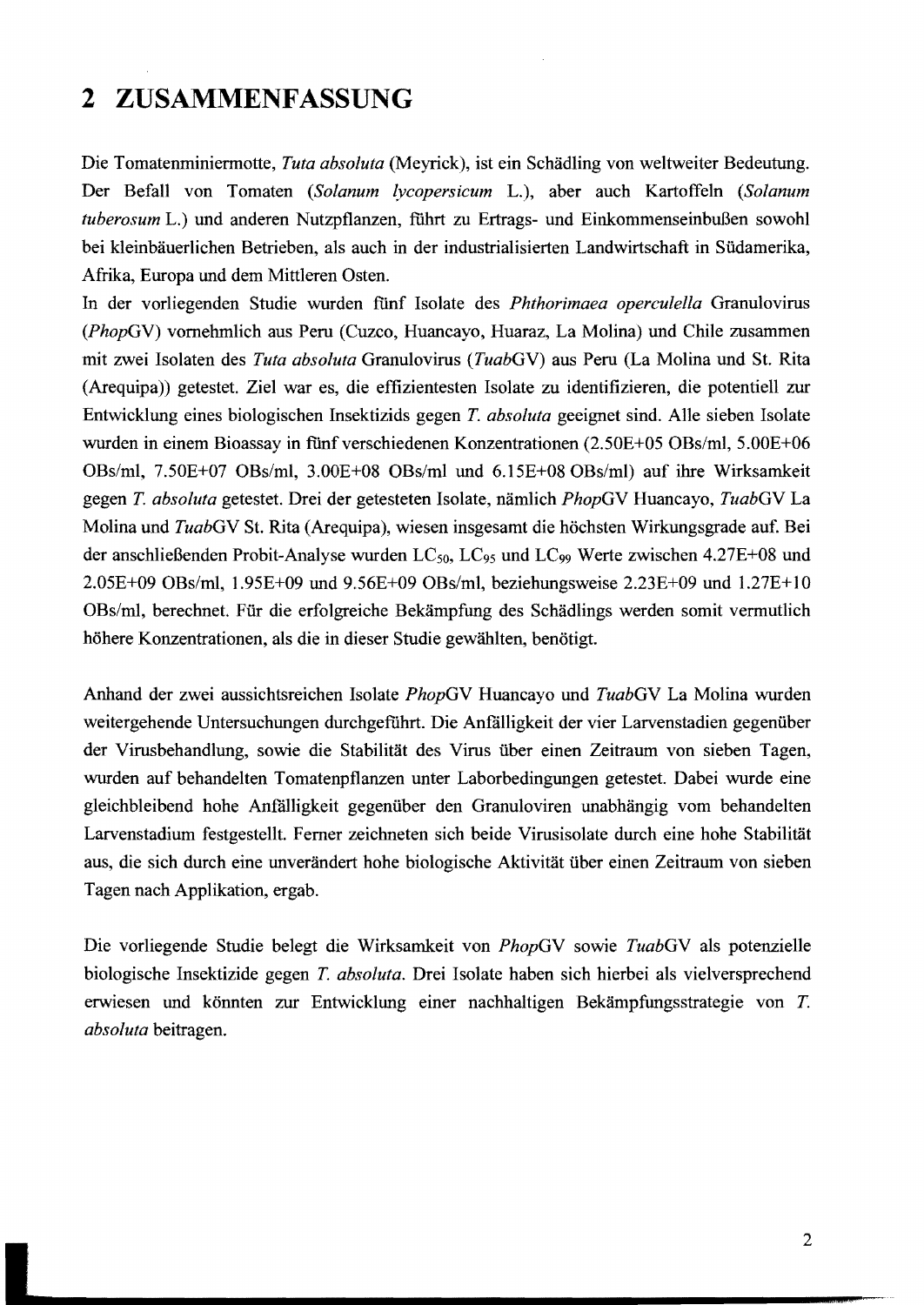# 2 ZUSAMMENFASSUNG

Die Tomatenminiermotte, *Tuta absoluta* (Meyrick), ist ein Schädling von weltweiter Bedeutung. Der Befall von Tomaten (*Solanum lycopersicum* L.), aber auch Kartoffeln (*Solanum tuberosum* L.) und anderen Nutzpflanzen, führt zu Ertrags- und Einkommenseinbußen sowohl bei kleinbäuerlichen Betrieben, als auch in der industrialisierten Landwirtschaft in Südamerika, Afrika, Europa und dem Mittleren Osten.

In der vorliegenden Studie wurden fünf Isolate des *Phthorimaea operculella* Granulovirus (*Phop*GV) vornehmlich aus Peru (Cuzco, Huancayo, Huaraz, La Molina) und Chile zusammen mit zwei Isolaten des *Tuta absoluta* Granulovirus (*Tuab*GV) aus Peru (La Molina und St. Rita (Arequipa)) getestet. Ziel war es, die effizientesten Isolate zu identifizieren, die potentiell zur Entwicklung eines biologischen Insektizids gegen *T. absoluta* geeignet sind. Alle sieben Isolate wurden in einem Bioassay in fünf verschiedenen Konzentrationen (2.50E+05 OBs/ml, 5.00E+06 OBs/ml, 7.50E+07 OBs/ml, 3.00E+08 OBs/ml und 6.15E+08 OBs/ml) auf ihre Wirksamkeit gegen *T. absoluta* getestet. Drei der getesteten Isolate, nämlich *Phop*GV Huancayo, *Tuab*GV La Molina und *Tuab*GV St. Rita (Arequipa), wiesen insgesamt die höchsten Wirkungsgrade auf. Bei der anschließenden Probit-Analyse wurden $LC_{50}$, $LC_{95}$ und $LC_{99}$ Werte zwischen 4.27E+08 und 2.05E+09 OBs/ml, 1.95E+09 und 9.56E+09 OBs/ml, beziehungsweise 2.23E+09 und 1.27E+10 OBs/ml, berechnet. Für die erfolgreiche Bekämpfung des Schädlings werden somit vermutlich höhere Konzentrationen, als die in dieser Studie gewählten, benötigt.

Anhand der zwei aussichtsreichen Isolate *Phop*GV Huancayo und *Tuab*GV La Molina wurden weitergehende Untersuchungen durchgeführt. Die Anfälligkeit der vier Larvenstadien gegenüber der Virusbehandlung, sowie die Stabilität des Virus über einen Zeitraum von sieben Tagen, wurden auf behandelten Tomatenpflanzen unter Laborbedingungen getestet. Dabei wurde eine gleichbleibend hohe Anfälligkeit gegenüber den Granuloviren unabhängig vom behandelten Larvenstadium festgestellt. Ferner zeichneten sich beide Virusisolate durch eine hohe Stabilität aus, die sich durch eine unverändert hohe biologische Aktivität über einen Zeitraum von sieben Tagen nach Applikation, ergab.

Die vorliegende Studie belegt die Wirksamkeit von *Phop*GV sowie *Tuab*GV als potenzielle biologische Insektizide gegen *T. absoluta*. Drei Isolate haben sich hierbei als vielversprechend erwiesen und könnten zur Entwicklung einer nachhaltigen Bekämpfungsstrategie von *T. absoluta* beitragen.